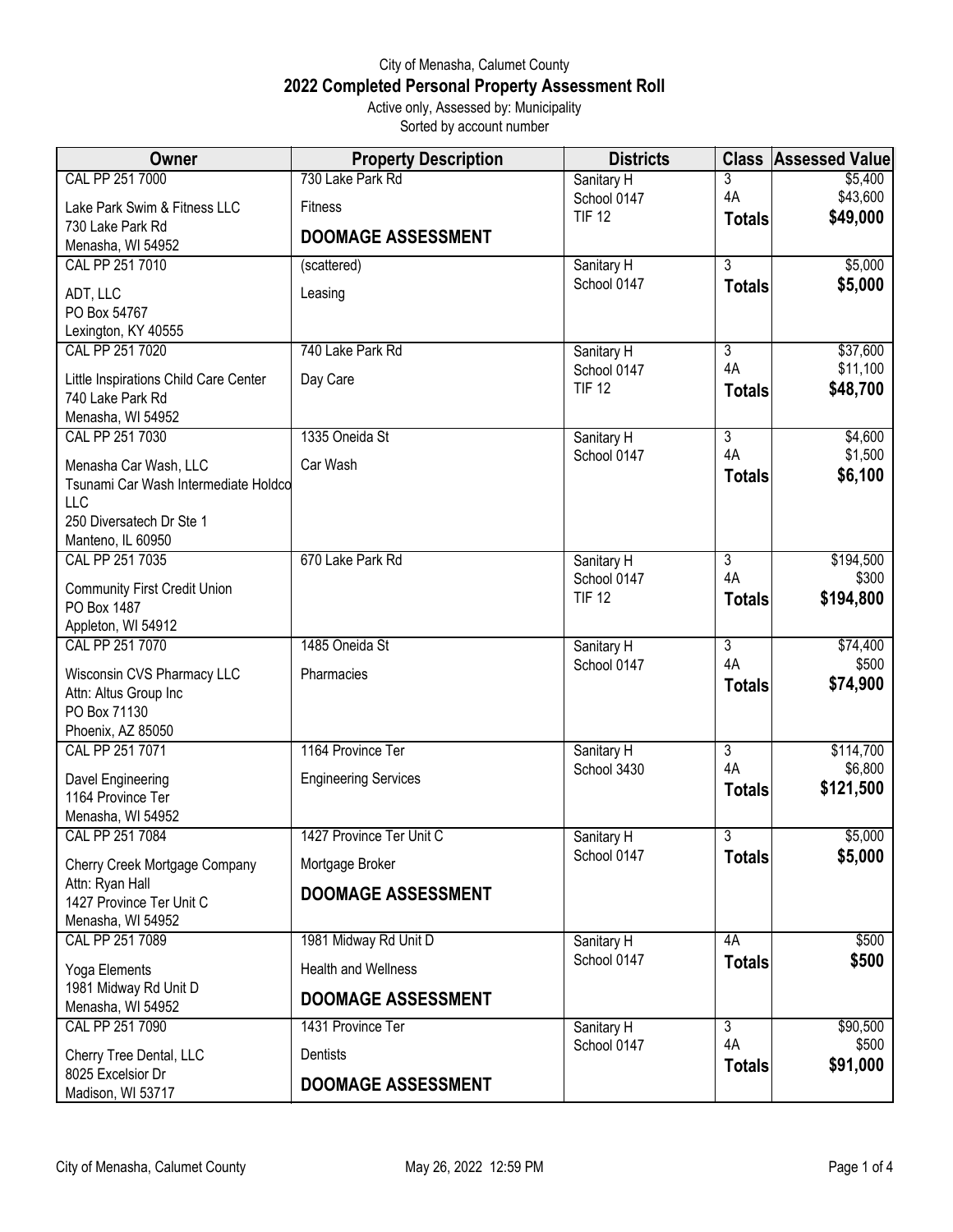City of Menasha, Calumet County

# 2022 Completed Personal Property Assessment Roll

Active only, Assessed by: Municipality

Sorted by account number

| Owner | Property Description | Districts | Class | Assessed Value |
|---|---|---|---|---|
| CAL PP 251 7000<br>Lake Park Swim & Fitness LLC<br>730 Lake Park Rd<br>Menasha, WI 54952 | 730 Lake Park Rd<br>Fitness<br>**DOOMAGE ASSESSMENT** | Sanitary H<br>School 0147<br>TIF 12 | 3<br>4A<br>**Totals** | \$5,400<br>\$43,600<br>**\$49,000** |
| CAL PP 251 7010<br>ADT, LLC<br>PO Box 54767<br>Lexington, KY 40555 | (scattered)<br>Leasing | Sanitary H<br>School 0147 | 3<br>**Totals** | \$5,000<br>**\$5,000** |
| CAL PP 251 7020<br>Little Inspirations Child Care Center<br>740 Lake Park Rd<br>Menasha, WI 54952 | 740 Lake Park Rd<br>Day Care | Sanitary H<br>School 0147<br>TIF 12 | 3<br>4A<br>**Totals** | \$37,600<br>\$11,100<br>**\$48,700** |
| CAL PP 251 7030<br>Menasha Car Wash, LLC<br>Tsunami Car Wash Intermediate Holdco LLC<br>250 Diversatech Dr Ste 1<br>Manteno, IL 60950 | 1335 Oneida St<br>Car Wash | Sanitary H<br>School 0147 | 3<br>4A<br>**Totals** | \$4,600<br>\$1,500<br>**\$6,100** |
| CAL PP 251 7035<br>Community First Credit Union<br>PO Box 1487<br>Appleton, WI 54912 | 670 Lake Park Rd | Sanitary H<br>School 0147<br>TIF 12 | 3<br>4A<br>**Totals** | \$194,500<br>\$300<br>**\$194,800** |
| CAL PP 251 7070<br>Wisconsin CVS Pharmacy LLC<br>Attn: Altus Group Inc<br>PO Box 71130<br>Phoenix, AZ 85050 | 1485 Oneida St<br>Pharmacies | Sanitary H<br>School 0147 | 3<br>4A<br>**Totals** | \$74,400<br>\$500<br>**\$74,900** |
| CAL PP 251 7071<br>Davel Engineering<br>1164 Province Ter<br>Menasha, WI 54952 | 1164 Province Ter<br>Engineering Services | Sanitary H<br>School 3430 | 3<br>4A<br>**Totals** | \$114,700<br>\$6,800<br>**\$121,500** |
| CAL PP 251 7084<br>Cherry Creek Mortgage Company<br>Attn: Ryan Hall<br>1427 Province Ter Unit C<br>Menasha, WI 54952 | 1427 Province Ter Unit C<br>Mortgage Broker<br>**DOOMAGE ASSESSMENT** | Sanitary H<br>School 0147 | 3<br>**Totals** | \$5,000<br>**\$5,000** |
| CAL PP 251 7089<br>Yoga Elements<br>1981 Midway Rd Unit D<br>Menasha, WI 54952 | 1981 Midway Rd Unit D<br>Health and Wellness<br>**DOOMAGE ASSESSMENT** | Sanitary H<br>School 0147 | 4A<br>**Totals** | \$500<br>**\$500** |
| CAL PP 251 7090<br>Cherry Tree Dental, LLC<br>8025 Excelsior Dr<br>Madison, WI 53717 | 1431 Province Ter<br>Dentists<br>**DOOMAGE ASSESSMENT** | Sanitary H<br>School 0147 | 3<br>4A<br>**Totals** | \$90,500<br>\$500<br>**\$91,000** |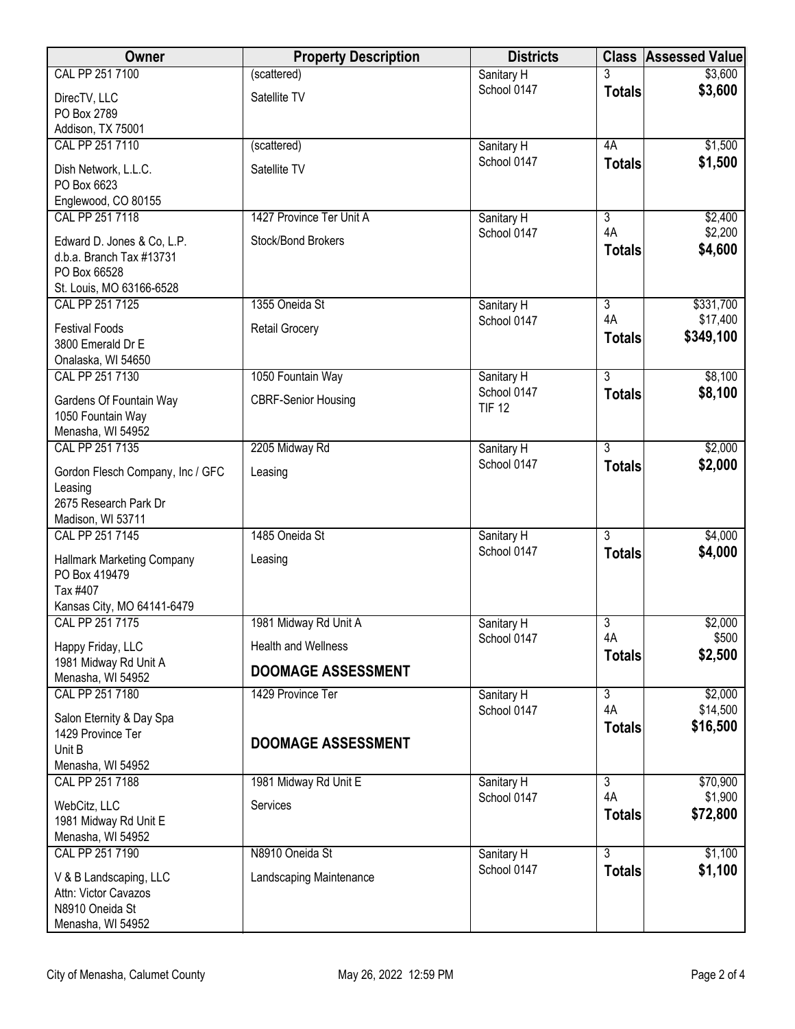| Owner | Property Description | Districts | Class | Assessed Value |
|---|---|---|---|---|
| CAL PP 251 7100<br>DirecTV, LLC<br>PO Box 2789<br>Addison, TX 75001 | (scattered)<br>Satellite TV | Sanitary H<br>School 0147 | 3<br>**Totals** | $3,600<br>**$3,600** |
| CAL PP 251 7110<br>Dish Network, L.L.C.<br>PO Box 6623<br>Englewood, CO 80155 | (scattered)<br>Satellite TV | Sanitary H<br>School 0147 | 4A<br>**Totals** | $1,500<br>**$1,500** |
| CAL PP 251 7118<br>Edward D. Jones & Co, L.P.<br>d.b.a. Branch Tax #13731<br>PO Box 66528<br>St. Louis, MO 63166-6528 | 1427 Province Ter Unit A<br>Stock/Bond Brokers | Sanitary H<br>School 0147 | 3<br>4A<br>**Totals** | $2,400<br>$2,200<br>**$4,600** |
| CAL PP 251 7125<br>Festival Foods<br>3800 Emerald Dr E<br>Onalaska, WI 54650 | 1355 Oneida St<br>Retail Grocery | Sanitary H<br>School 0147 | 3<br>4A<br>**Totals** | $331,700<br>$17,400<br>**$349,100** |
| CAL PP 251 7130<br>Gardens Of Fountain Way<br>1050 Fountain Way<br>Menasha, WI 54952 | 1050 Fountain Way<br>CBRF-Senior Housing | Sanitary H<br>School 0147<br>TIF 12 | 3<br>**Totals** | $8,100<br>**$8,100** |
| CAL PP 251 7135<br>Gordon Flesch Company, Inc / GFC Leasing<br>2675 Research Park Dr<br>Madison, WI 53711 | 2205 Midway Rd<br>Leasing | Sanitary H<br>School 0147 | 3<br>**Totals** | $2,000<br>**$2,000** |
| CAL PP 251 7145<br>Hallmark Marketing Company<br>PO Box 419479<br>Tax #407<br>Kansas City, MO 64141-6479 | 1485 Oneida St<br>Leasing | Sanitary H<br>School 0147 | 3<br>**Totals** | $4,000<br>**$4,000** |
| CAL PP 251 7175<br>Happy Friday, LLC<br>1981 Midway Rd Unit A<br>Menasha, WI 54952 | 1981 Midway Rd Unit A<br>Health and Wellness<br>**DOOMAGE ASSESSMENT** | Sanitary H<br>School 0147 | 3<br>4A<br>**Totals** | $2,000<br>$500<br>**$2,500** |
| CAL PP 251 7180<br>Salon Eternity & Day Spa<br>1429 Province Ter<br>Unit B<br>Menasha, WI 54952 | 1429 Province Ter<br>**DOOMAGE ASSESSMENT** | Sanitary H<br>School 0147 | 3<br>4A<br>**Totals** | $2,000<br>$14,500<br>**$16,500** |
| CAL PP 251 7188<br>WebCitz, LLC<br>1981 Midway Rd Unit E<br>Menasha, WI 54952 | 1981 Midway Rd Unit E<br>Services | Sanitary H<br>School 0147 | 3<br>4A<br>**Totals** | $70,900<br>$1,900<br>**$72,800** |
| CAL PP 251 7190<br>V & B Landscaping, LLC<br>Attn: Victor Cavazos<br>N8910 Oneida St<br>Menasha, WI 54952 | N8910 Oneida St<br>Landscaping Maintenance | Sanitary H<br>School 0147 | 3<br>**Totals** | $1,100<br>**$1,100** |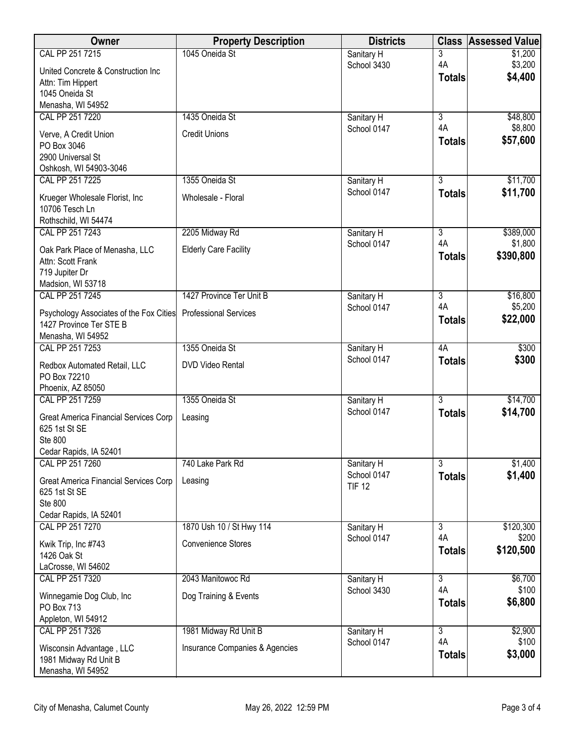| Owner | Property Description | Districts | Class | Assessed Value |
|---|---|---|---|---|
| CAL PP 251 7215<br>United Concrete & Construction Inc<br>Attn: Tim Hippert<br>1045 Oneida St<br>Menasha, WI 54952 | 1045 Oneida St | Sanitary H<br>School 3430 | 3<br>4A<br>**Totals** | $1,200<br>$3,200<br>**$4,400** |
| CAL PP 251 7220<br>Verve, A Credit Union<br>PO Box 3046<br>2900 Universal St<br>Oshkosh, WI 54903-3046 | 1435 Oneida St<br>Credit Unions | Sanitary H<br>School 0147 | 3<br>4A<br>**Totals** | $48,800<br>$8,800<br>**$57,600** |
| CAL PP 251 7225<br>Krueger Wholesale Florist, Inc<br>10706 Tesch Ln<br>Rothschild, WI 54474 | 1355 Oneida St<br>Wholesale - Floral | Sanitary H<br>School 0147 | 3<br>**Totals** | $11,700<br>**$11,700** |
| CAL PP 251 7243<br>Oak Park Place of Menasha, LLC<br>Attn: Scott Frank<br>719 Jupiter Dr<br>Madsion, WI 53718 | 2205 Midway Rd<br>Elderly Care Facility | Sanitary H<br>School 0147 | 3<br>4A<br>**Totals** | $389,000<br>$1,800<br>**$390,800** |
| CAL PP 251 7245<br>Psychology Associates of the Fox Cities<br>1427 Province Ter STE B<br>Menasha, WI 54952 | 1427 Province Ter Unit B<br>Professional Services | Sanitary H<br>School 0147 | 3<br>4A<br>**Totals** | $16,800<br>$5,200<br>**$22,000** |
| CAL PP 251 7253<br>Redbox Automated Retail, LLC<br>PO Box 72210<br>Phoenix, AZ 85050 | 1355 Oneida St<br>DVD Video Rental | Sanitary H<br>School 0147 | 4A<br>**Totals** | $300<br>**$300** |
| CAL PP 251 7259<br>Great America Financial Services Corp<br>625 1st St SE<br>Ste 800<br>Cedar Rapids, IA 52401 | 1355 Oneida St<br>Leasing | Sanitary H<br>School 0147 | 3<br>**Totals** | $14,700<br>**$14,700** |
| CAL PP 251 7260<br>Great America Financial Services Corp<br>625 1st St SE<br>Ste 800<br>Cedar Rapids, IA 52401 | 740 Lake Park Rd<br>Leasing | Sanitary H<br>School 0147<br>TIF 12 | 3<br>**Totals** | $1,400<br>**$1,400** |
| CAL PP 251 7270<br>Kwik Trip, Inc #743<br>1426 Oak St<br>LaCrosse, WI 54602 | 1870 Ush 10 / St Hwy 114<br>Convenience Stores | Sanitary H<br>School 0147 | 3<br>4A<br>**Totals** | $120,300<br>$200<br>**$120,500** |
| CAL PP 251 7320<br>Winnegamie Dog Club, Inc<br>PO Box 713<br>Appleton, WI 54912 | 2043 Manitowoc Rd<br>Dog Training & Events | Sanitary H<br>School 3430 | 3<br>4A<br>**Totals** | $6,700<br>$100<br>**$6,800** |
| CAL PP 251 7326<br>Wisconsin Advantage , LLC<br>1981 Midway Rd Unit B<br>Menasha, WI 54952 | 1981 Midway Rd Unit B<br>Insurance Companies & Agencies | Sanitary H<br>School 0147 | 3<br>4A<br>**Totals** | $2,900<br>$100<br>**$3,000** |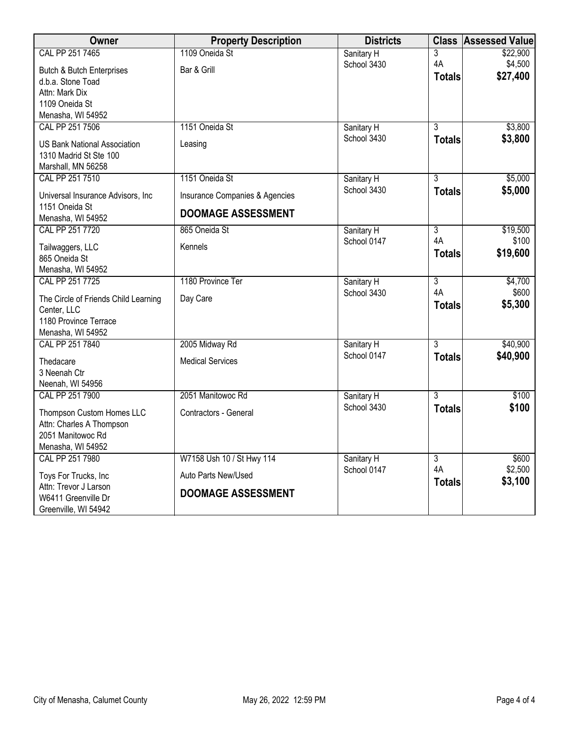| Owner | Property Description | Districts | Class | Assessed Value |
|---|---|---|---|---|
| CAL PP 251 7465<br>Butch & Butch Enterprises<br>d.b.a. Stone Toad<br>Attn: Mark Dix<br>1109 Oneida St<br>Menasha, WI 54952 | 1109 Oneida St<br>Bar & Grill | Sanitary H<br>School 3430 | 3<br>4A<br>**Totals** | \$22,900<br>\$4,500<br>**\$27,400** |
| CAL PP 251 7506<br>US Bank National Association<br>1310 Madrid St Ste 100<br>Marshall, MN 56258 | 1151 Oneida St<br>Leasing | Sanitary H<br>School 3430 | 3<br>**Totals** | \$3,800<br>**\$3,800** |
| CAL PP 251 7510<br>Universal Insurance Advisors, Inc<br>1151 Oneida St<br>Menasha, WI 54952 | 1151 Oneida St<br>Insurance Companies & Agencies<br>**DOOMAGE ASSESSMENT** | Sanitary H<br>School 3430 | 3<br>**Totals** | \$5,000<br>**\$5,000** |
| CAL PP 251 7720<br>Tailwaggers, LLC<br>865 Oneida St<br>Menasha, WI 54952 | 865 Oneida St<br>Kennels | Sanitary H<br>School 0147 | 3<br>4A<br>**Totals** | \$19,500<br>\$100<br>**\$19,600** |
| CAL PP 251 7725<br>The Circle of Friends Child Learning Center, LLC<br>1180 Province Terrace<br>Menasha, WI 54952 | 1180 Province Ter<br>Day Care | Sanitary H<br>School 3430 | 3<br>4A<br>**Totals** | \$4,700<br>\$600<br>**\$5,300** |
| CAL PP 251 7840<br>Thedacare<br>3 Neenah Ctr<br>Neenah, WI 54956 | 2005 Midway Rd<br>Medical Services | Sanitary H<br>School 0147 | 3<br>**Totals** | \$40,900<br>**\$40,900** |
| CAL PP 251 7900<br>Thompson Custom Homes LLC<br>Attn: Charles A Thompson<br>2051 Manitowoc Rd<br>Menasha, WI 54952 | 2051 Manitowoc Rd<br>Contractors - General | Sanitary H<br>School 3430 | 3<br>**Totals** | \$100<br>**\$100** |
| CAL PP 251 7980<br>Toys For Trucks, Inc<br>Attn: Trevor J Larson<br>W6411 Greenville Dr<br>Greenville, WI 54942 | W7158 Ush 10 / St Hwy 114<br>Auto Parts New/Used<br>**DOOMAGE ASSESSMENT** | Sanitary H<br>School 0147 | 3<br>4A<br>**Totals** | \$600<br>\$2,500<br>**\$3,100** |

City of Menasha, Calumet County May 26, 2022 12:59 PM